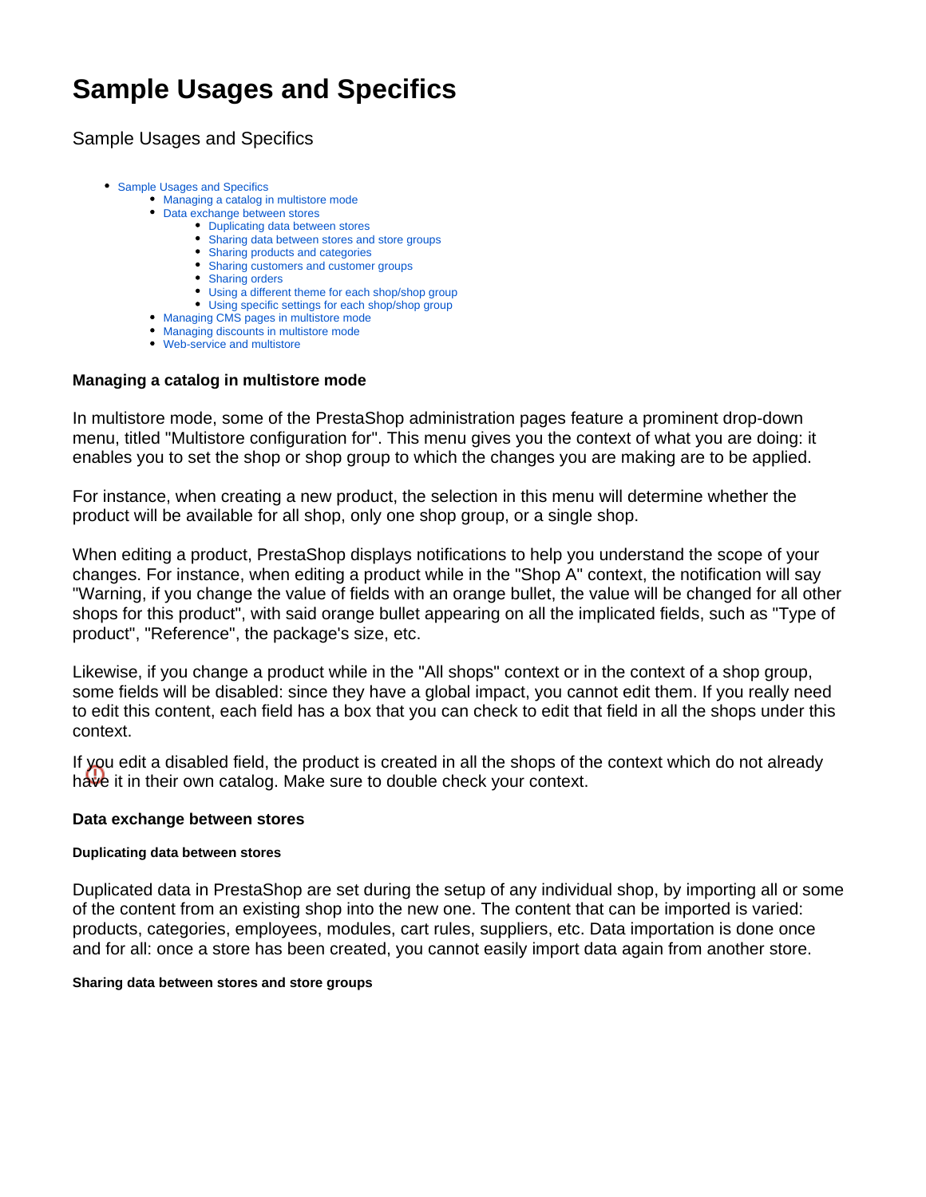# Sample Usages and Specifics

Sample Usages and Specifics

- Sample Usages and Specifics
  - Managing a catalog in multistore mode
  - Data exchange between stores
    - Duplicating data between stores
    - Sharing data between stores and store groups
    - Sharing products and categories
    - Sharing customers and customer groups
    - Sharing orders
    - Using a different theme for each shop/shop group
    - Using specific settings for each shop/shop group
  - Managing CMS pages in multistore mode
  - Managing discounts in multistore mode
  - Web-service and multistore

### Managing a catalog in multistore mode

In multistore mode, some of the PrestaShop administration pages feature a prominent drop-down menu, titled "Multistore configuration for". This menu gives you the context of what you are doing: it enables you to set the shop or shop group to which the changes you are making are to be applied.

For instance, when creating a new product, the selection in this menu will determine whether the product will be available for all shop, only one shop group, or a single shop.

When editing a product, PrestaShop displays notifications to help you understand the scope of your changes. For instance, when editing a product while in the "Shop A" context, the notification will say "Warning, if you change the value of fields with an orange bullet, the value will be changed for all other shops for this product", with said orange bullet appearing on all the implicated fields, such as "Type of product", "Reference", the package's size, etc.

Likewise, if you change a product while in the "All shops" context or in the context of a shop group, some fields will be disabled: since they have a global impact, you cannot edit them. If you really need to edit this content, each field has a box that you can check to edit that field in all the shops under this context.

If you edit a disabled field, the product is created in all the shops of the context which do not already have it in their own catalog. Make sure to double check your context.

### Data exchange between stores

#### Duplicating data between stores

Duplicated data in PrestaShop are set during the setup of any individual shop, by importing all or some of the content from an existing shop into the new one. The content that can be imported is varied: products, categories, employees, modules, cart rules, suppliers, etc. Data importation is done once and for all: once a store has been created, you cannot easily import data again from another store.

#### Sharing data between stores and store groups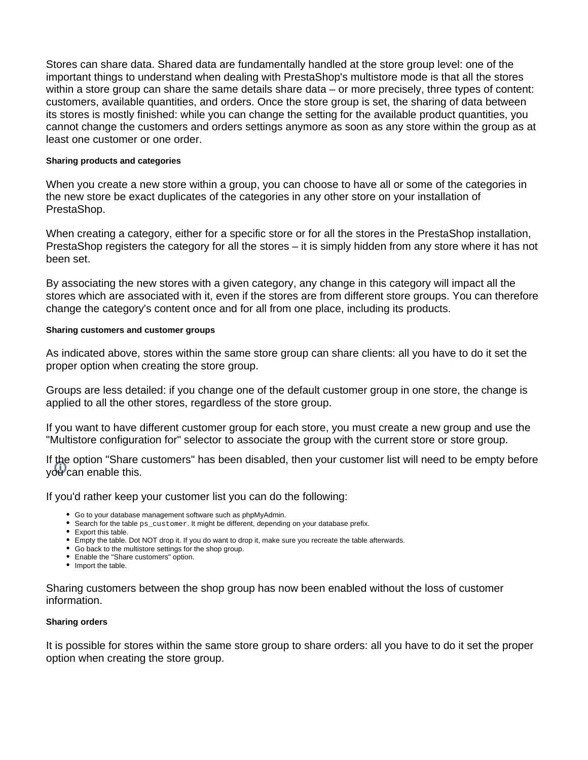Stores can share data. Shared data are fundamentally handled at the store group level: one of the important things to understand when dealing with PrestaShop's multistore mode is that all the stores within a store group can share the same details share data – or more precisely, three types of content: customers, available quantities, and orders. Once the store group is set, the sharing of data between its stores is mostly finished: while you can change the setting for the available product quantities, you cannot change the customers and orders settings anymore as soon as any store within the group as at least one customer or one order.

#### Sharing products and categories

When you create a new store within a group, you can choose to have all or some of the categories in the new store be exact duplicates of the categories in any other store on your installation of PrestaShop.

When creating a category, either for a specific store or for all the stores in the PrestaShop installation, PrestaShop registers the category for all the stores – it is simply hidden from any store where it has not been set.

By associating the new stores with a given category, any change in this category will impact all the stores which are associated with it, even if the stores are from different store groups. You can therefore change the category's content once and for all from one place, including its products.

#### Sharing customers and customer groups

As indicated above, stores within the same store group can share clients: all you have to do it set the proper option when creating the store group.

Groups are less detailed: if you change one of the default customer group in one store, the change is applied to all the other stores, regardless of the store group.

If you want to have different customer group for each store, you must create a new group and use the "Multistore configuration for" selector to associate the group with the current store or store group.

If the option "Share customers" has been disabled, then your customer list will need to be empty before you can enable this.

If you'd rather keep your customer list you can do the following:

- Go to your database management software such as phpMyAdmin.
- Search for the table `ps_customer`. It might be different, depending on your database prefix.
- Export this table.
- Empty the table. Dot NOT drop it. If you do want to drop it, make sure you recreate the table afterwards.
- Go back to the multistore settings for the shop group.
- Enable the "Share customers" option.
- Import the table.

Sharing customers between the shop group has now been enabled without the loss of customer information.

#### Sharing orders

It is possible for stores within the same store group to share orders: all you have to do it set the proper option when creating the store group.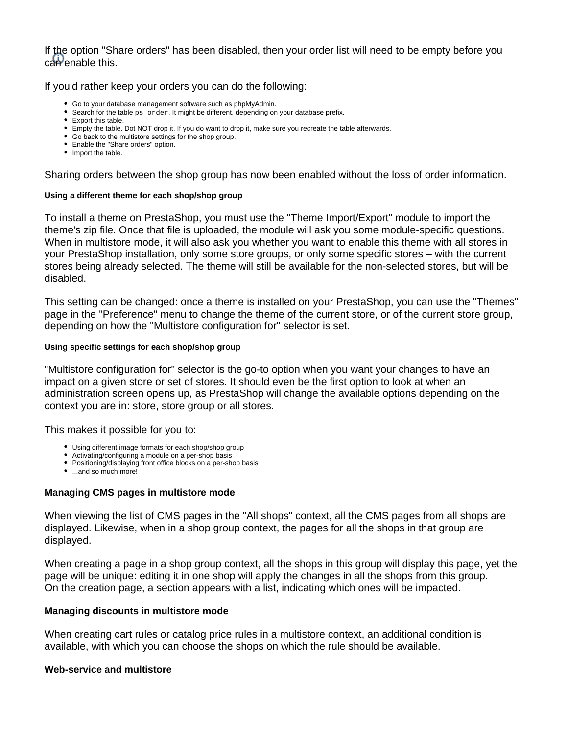If the option "Share orders" has been disabled, then your order list will need to be empty before you can enable this.

If you'd rather keep your orders you can do the following:

- Go to your database management software such as phpMyAdmin.
- Search for the table `ps_order`. It might be different, depending on your database prefix.
- Export this table.
- Empty the table. Dot NOT drop it. If you do want to drop it, make sure you recreate the table afterwards.
- Go back to the multistore settings for the shop group.
- Enable the "Share orders" option.
- Import the table.

Sharing orders between the shop group has now been enabled without the loss of order information.

##### Using a different theme for each shop/shop group

To install a theme on PrestaShop, you must use the "Theme Import/Export" module to import the theme's zip file. Once that file is uploaded, the module will ask you some module-specific questions. When in multistore mode, it will also ask you whether you want to enable this theme with all stores in your PrestaShop installation, only some store groups, or only some specific stores – with the current stores being already selected. The theme will still be available for the non-selected stores, but will be disabled.

This setting can be changed: once a theme is installed on your PrestaShop, you can use the "Themes" page in the "Preference" menu to change the theme of the current store, or of the current store group, depending on how the "Multistore configuration for" selector is set.

##### Using specific settings for each shop/shop group

"Multistore configuration for" selector is the go-to option when you want your changes to have an impact on a given store or set of stores. It should even be the first option to look at when an administration screen opens up, as PrestaShop will change the available options depending on the context you are in: store, store group or all stores.

This makes it possible for you to:

- Using different image formats for each shop/shop group
- Activating/configuring a module on a per-shop basis
- Positioning/displaying front office blocks on a per-shop basis
- ...and so much more!

#### Managing CMS pages in multistore mode

When viewing the list of CMS pages in the "All shops" context, all the CMS pages from all shops are displayed. Likewise, when in a shop group context, the pages for all the shops in that group are displayed.

When creating a page in a shop group context, all the shops in this group will display this page, yet the page will be unique: editing it in one shop will apply the changes in all the shops from this group.
On the creation page, a section appears with a list, indicating which ones will be impacted.

#### Managing discounts in multistore mode

When creating cart rules or catalog price rules in a multistore context, an additional condition is available, with which you can choose the shops on which the rule should be available.

#### Web-service and multistore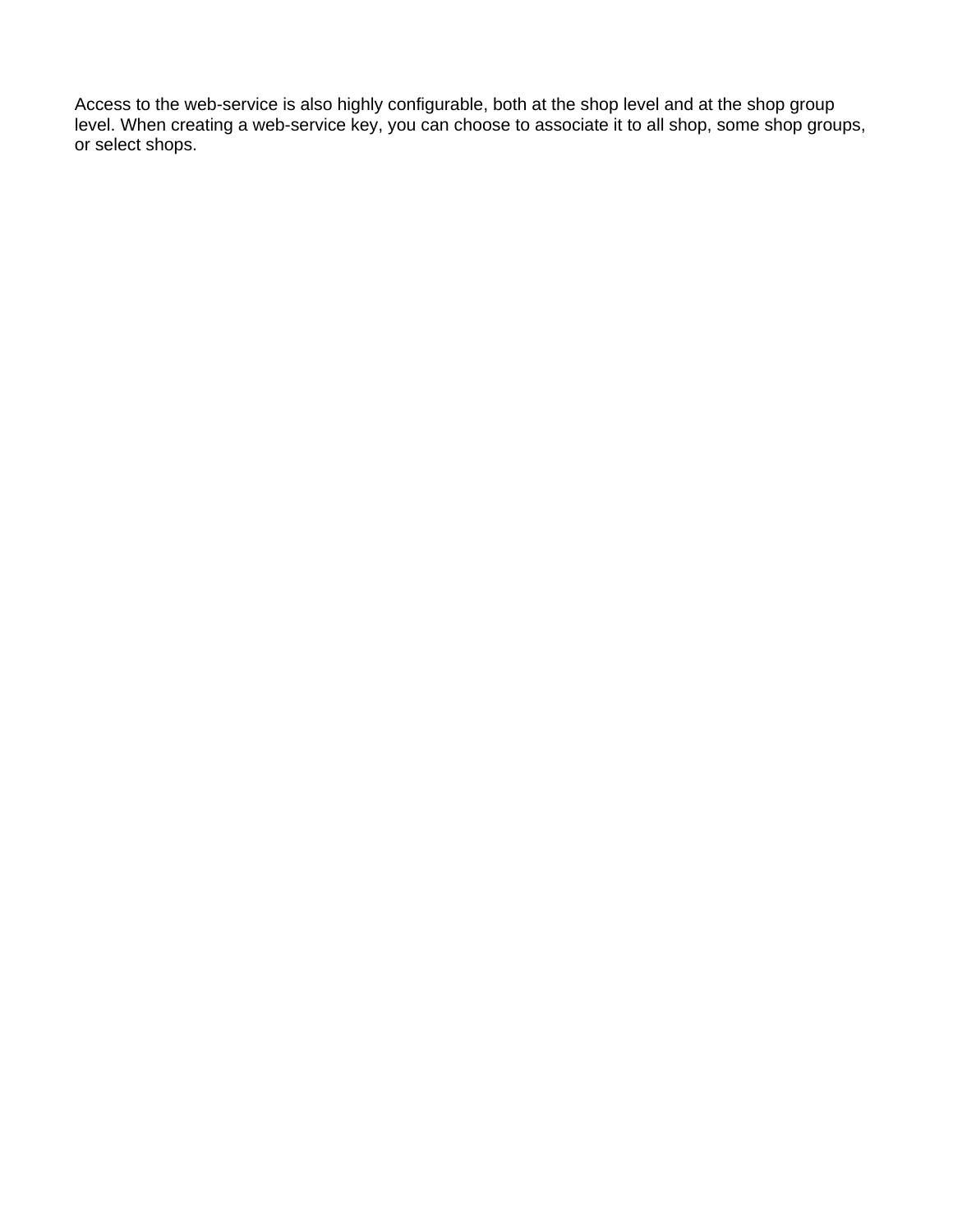Access to the web-service is also highly configurable, both at the shop level and at the shop group level. When creating a web-service key, you can choose to associate it to all shop, some shop groups, or select shops.